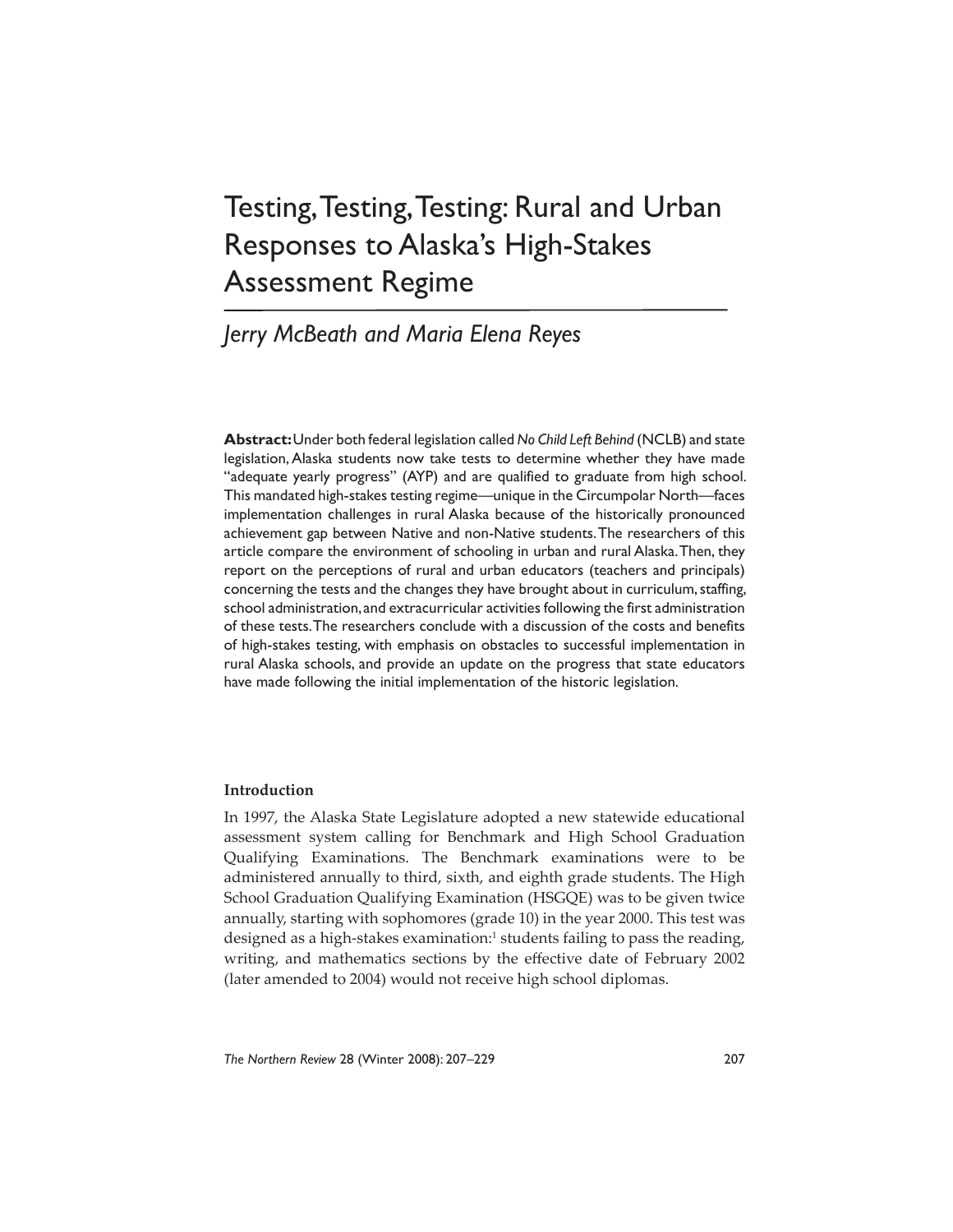# Testing, Testing, Testing: Rural and Urban Responses to Alaska's High-Stakes Assessment Regime

*Jerry McBeath and Maria Elena Reyes*

**Abstract:** Under both federal legislation called *No Child Left Behind* (NCLB) and state legislation, Alaska students now take tests to determine whether they have made "adequate yearly progress" (AYP) and are qualified to graduate from high school. This mandated high-stakes testing regime—unique in the Circumpolar North—faces implementation challenges in rural Alaska because of the historically pronounced achievement gap between Native and non-Native students. The researchers of this article compare the environment of schooling in urban and rural Alaska. Then, they report on the perceptions of rural and urban educators (teachers and principals) concerning the tests and the changes they have brought about in curriculum, staffing, school administration, and extracurricular activities following the first administration of these tests. The researchers conclude with a discussion of the costs and benefits of high-stakes testing, with emphasis on obstacles to successful implementation in rural Alaska schools, and provide an update on the progress that state educators have made following the initial implementation of the historic legislation.

## Introduction

In 1997, the Alaska State Legislature adopted a new statewide educational assessment system calling for Benchmark and High School Graduation Qualifying Examinations. The Benchmark examinations were to be administered annually to third, sixth, and eighth grade students. The High School Graduation Qualifying Examination (HSGQE) was to be given twice annually, starting with sophomores (grade 10) in the year 2000. This test was designed as a high-stakes examination:[1] students failing to pass the reading, writing, and mathematics sections by the effective date of February 2002 (later amended to 2004) would not receive high school diplomas.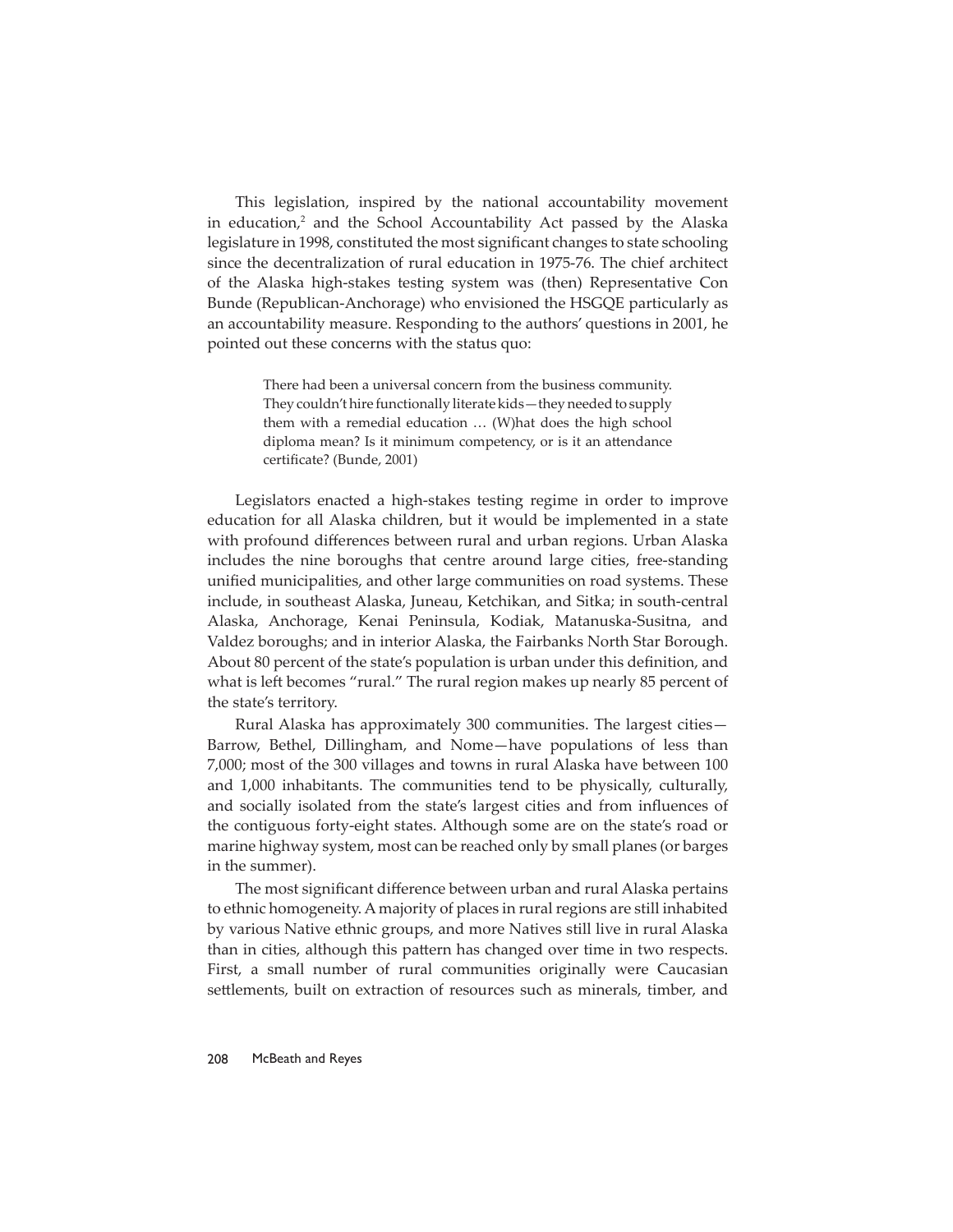This legislation, inspired by the national accountability movement in education,[2] and the School Accountability Act passed by the Alaska legislature in 1998, constituted the most significant changes to state schooling since the decentralization of rural education in 1975-76. The chief architect of the Alaska high-stakes testing system was (then) Representative Con Bunde (Republican-Anchorage) who envisioned the HSGQE particularly as an accountability measure. Responding to the authors' questions in 2001, he pointed out these concerns with the status quo:

> There had been a universal concern from the business community. They couldn't hire functionally literate kids—they needed to supply them with a remedial education … (W)hat does the high school diploma mean? Is it minimum competency, or is it an attendance certificate? (Bunde, 2001)

Legislators enacted a high-stakes testing regime in order to improve education for all Alaska children, but it would be implemented in a state with profound differences between rural and urban regions. Urban Alaska includes the nine boroughs that centre around large cities, free-standing unified municipalities, and other large communities on road systems. These include, in southeast Alaska, Juneau, Ketchikan, and Sitka; in south-central Alaska, Anchorage, Kenai Peninsula, Kodiak, Matanuska-Susitna, and Valdez boroughs; and in interior Alaska, the Fairbanks North Star Borough. About 80 percent of the state's population is urban under this definition, and what is left becomes "rural." The rural region makes up nearly 85 percent of the state's territory.

Rural Alaska has approximately 300 communities. The largest cities—Barrow, Bethel, Dillingham, and Nome—have populations of less than 7,000; most of the 300 villages and towns in rural Alaska have between 100 and 1,000 inhabitants. The communities tend to be physically, culturally, and socially isolated from the state's largest cities and from influences of the contiguous forty-eight states. Although some are on the state's road or marine highway system, most can be reached only by small planes (or barges in the summer).

The most significant difference between urban and rural Alaska pertains to ethnic homogeneity. A majority of places in rural regions are still inhabited by various Native ethnic groups, and more Natives still live in rural Alaska than in cities, although this pattern has changed over time in two respects. First, a small number of rural communities originally were Caucasian settlements, built on extraction of resources such as minerals, timber, and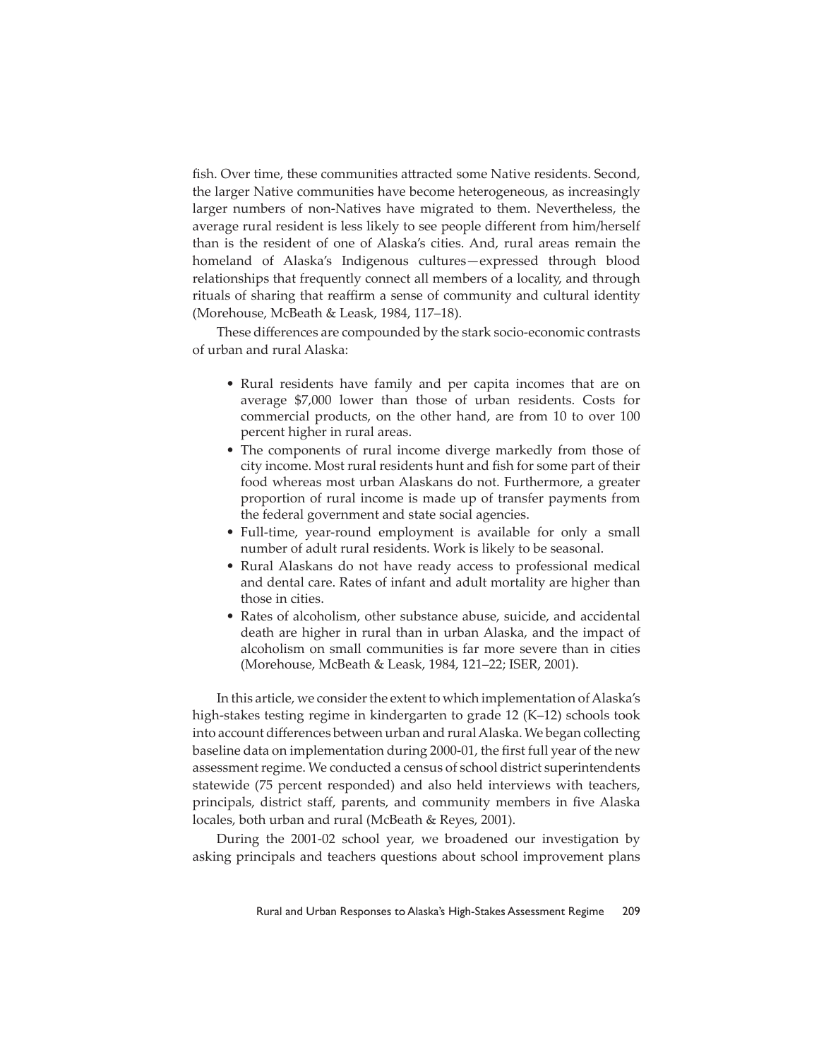fish. Over time, these communities attracted some Native residents. Second, the larger Native communities have become heterogeneous, as increasingly larger numbers of non-Natives have migrated to them. Nevertheless, the average rural resident is less likely to see people different from him/herself than is the resident of one of Alaska's cities. And, rural areas remain the homeland of Alaska's Indigenous cultures—expressed through blood relationships that frequently connect all members of a locality, and through rituals of sharing that reaffirm a sense of community and cultural identity (Morehouse, McBeath & Leask, 1984, 117–18).

These differences are compounded by the stark socio-economic contrasts of urban and rural Alaska:

- Rural residents have family and per capita incomes that are on average $7,000 lower than those of urban residents. Costs for commercial products, on the other hand, are from 10 to over 100 percent higher in rural areas.
- The components of rural income diverge markedly from those of city income. Most rural residents hunt and fish for some part of their food whereas most urban Alaskans do not. Furthermore, a greater proportion of rural income is made up of transfer payments from the federal government and state social agencies.
- Full-time, year-round employment is available for only a small number of adult rural residents. Work is likely to be seasonal.
- Rural Alaskans do not have ready access to professional medical and dental care. Rates of infant and adult mortality are higher than those in cities.
- Rates of alcoholism, other substance abuse, suicide, and accidental death are higher in rural than in urban Alaska, and the impact of alcoholism on small communities is far more severe than in cities (Morehouse, McBeath & Leask, 1984, 121–22; ISER, 2001).

In this article, we consider the extent to which implementation of Alaska's high-stakes testing regime in kindergarten to grade 12 (K–12) schools took into account differences between urban and rural Alaska. We began collecting baseline data on implementation during 2000-01, the first full year of the new assessment regime. We conducted a census of school district superintendents statewide (75 percent responded) and also held interviews with teachers, principals, district staff, parents, and community members in five Alaska locales, both urban and rural (McBeath & Reyes, 2001).

During the 2001-02 school year, we broadened our investigation by asking principals and teachers questions about school improvement plans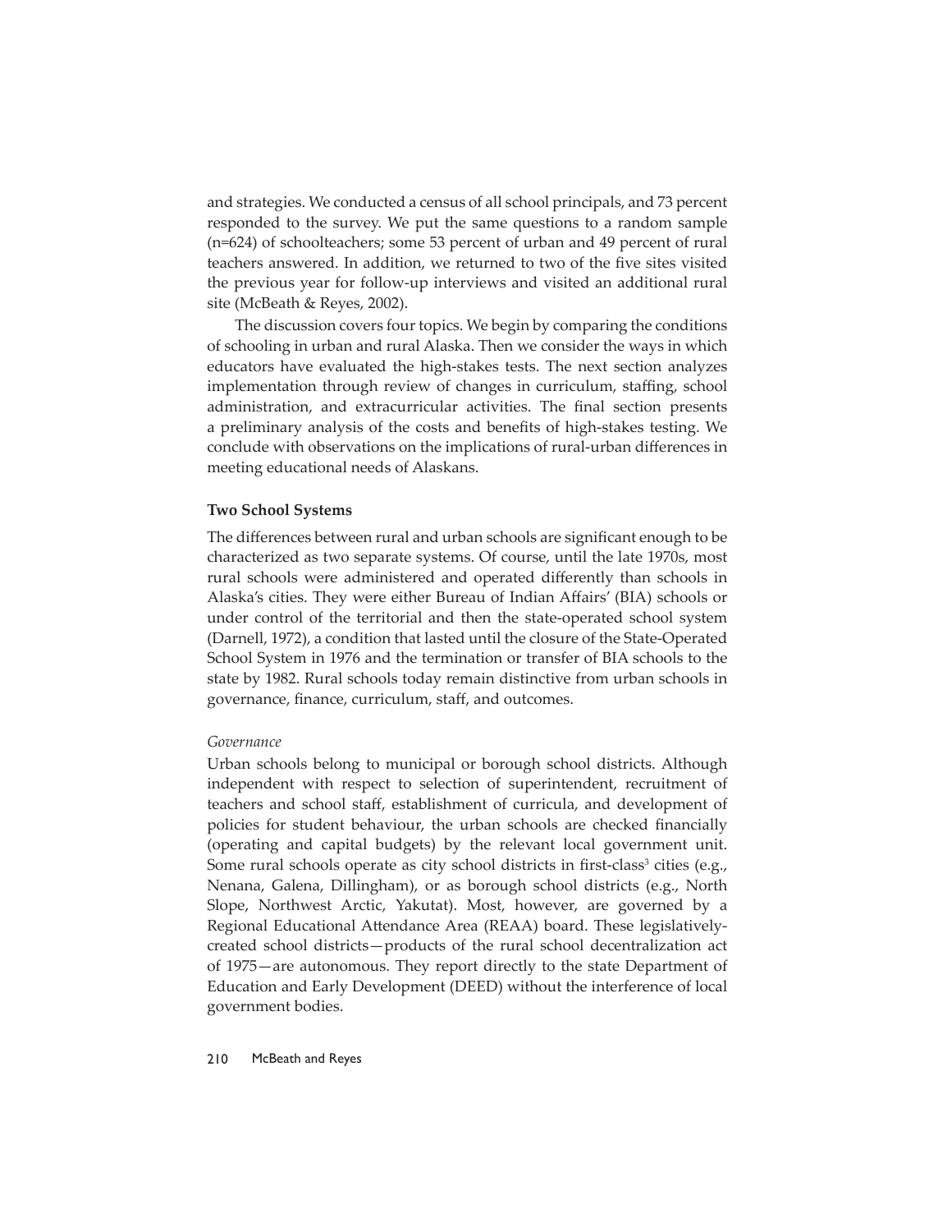and strategies. We conducted a census of all school principals, and 73 percent responded to the survey. We put the same questions to a random sample (n=624) of schoolteachers; some 53 percent of urban and 49 percent of rural teachers answered. In addition, we returned to two of the five sites visited the previous year for follow-up interviews and visited an additional rural site (McBeath & Reyes, 2002).

The discussion covers four topics. We begin by comparing the conditions of schooling in urban and rural Alaska. Then we consider the ways in which educators have evaluated the high-stakes tests. The next section analyzes implementation through review of changes in curriculum, staffing, school administration, and extracurricular activities. The final section presents a preliminary analysis of the costs and benefits of high-stakes testing. We conclude with observations on the implications of rural-urban differences in meeting educational needs of Alaskans.

**Two School Systems**

The differences between rural and urban schools are significant enough to be characterized as two separate systems. Of course, until the late 1970s, most rural schools were administered and operated differently than schools in Alaska's cities. They were either Bureau of Indian Affairs' (BIA) schools or under control of the territorial and then the state-operated school system (Darnell, 1972), a condition that lasted until the closure of the State-Operated School System in 1976 and the termination or transfer of BIA schools to the state by 1982. Rural schools today remain distinctive from urban schools in governance, finance, curriculum, staff, and outcomes.

*Governance*

Urban schools belong to municipal or borough school districts. Although independent with respect to selection of superintendent, recruitment of teachers and school staff, establishment of curricula, and development of policies for student behaviour, the urban schools are checked financially (operating and capital budgets) by the relevant local government unit. Some rural schools operate as city school districts in first-class[3] cities (e.g., Nenana, Galena, Dillingham), or as borough school districts (e.g., North Slope, Northwest Arctic, Yakutat). Most, however, are governed by a Regional Educational Attendance Area (REAA) board. These legislatively-created school districts—products of the rural school decentralization act of 1975—are autonomous. They report directly to the state Department of Education and Early Development (DEED) without the interference of local government bodies.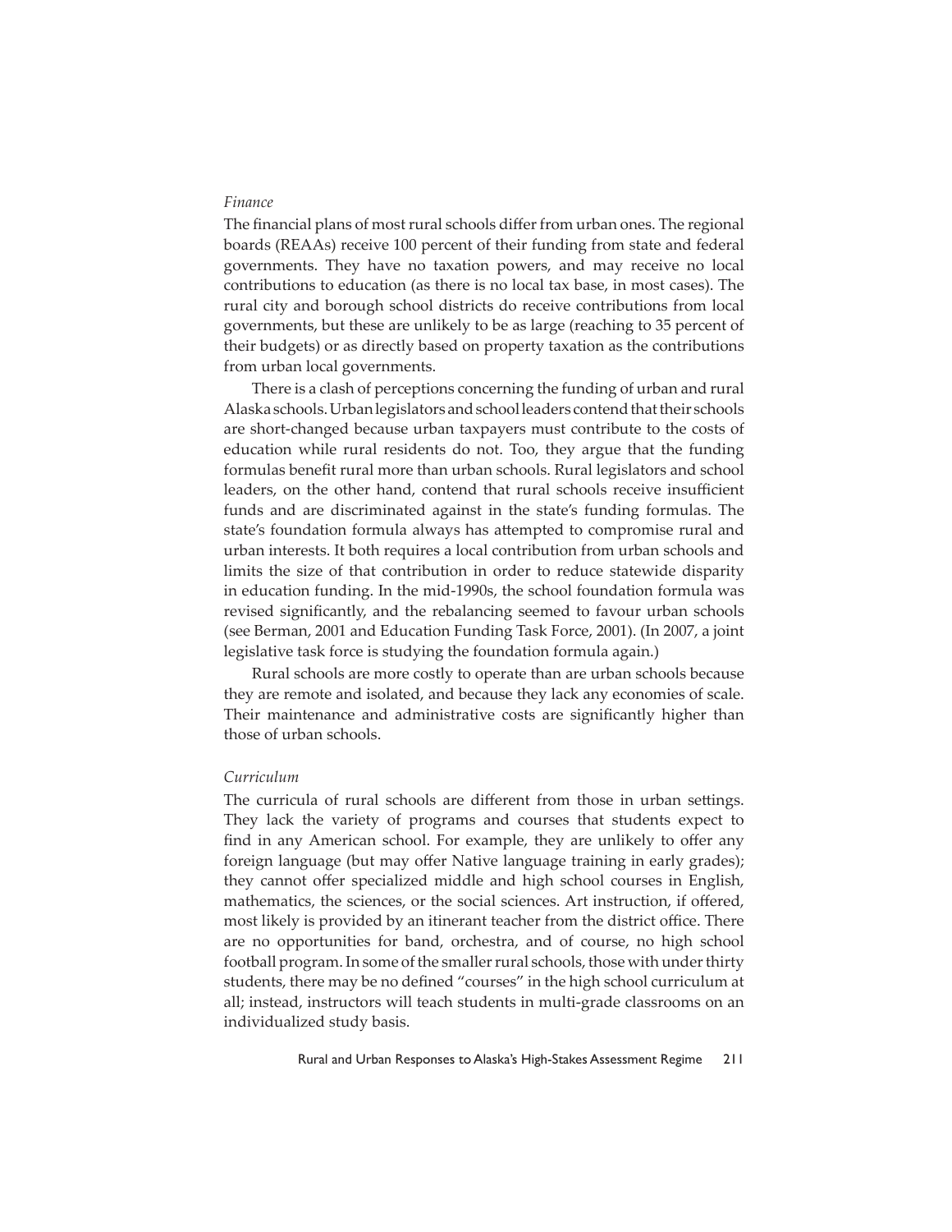*Finance*

The financial plans of most rural schools differ from urban ones. The regional boards (REAAs) receive 100 percent of their funding from state and federal governments. They have no taxation powers, and may receive no local contributions to education (as there is no local tax base, in most cases). The rural city and borough school districts do receive contributions from local governments, but these are unlikely to be as large (reaching to 35 percent of their budgets) or as directly based on property taxation as the contributions from urban local governments.

There is a clash of perceptions concerning the funding of urban and rural Alaska schools. Urban legislators and school leaders contend that their schools are short-changed because urban taxpayers must contribute to the costs of education while rural residents do not. Too, they argue that the funding formulas benefit rural more than urban schools. Rural legislators and school leaders, on the other hand, contend that rural schools receive insufficient funds and are discriminated against in the state's funding formulas. The state's foundation formula always has attempted to compromise rural and urban interests. It both requires a local contribution from urban schools and limits the size of that contribution in order to reduce statewide disparity in education funding. In the mid-1990s, the school foundation formula was revised significantly, and the rebalancing seemed to favour urban schools (see Berman, 2001 and Education Funding Task Force, 2001). (In 2007, a joint legislative task force is studying the foundation formula again.)

Rural schools are more costly to operate than are urban schools because they are remote and isolated, and because they lack any economies of scale. Their maintenance and administrative costs are significantly higher than those of urban schools.

*Curriculum*

The curricula of rural schools are different from those in urban settings. They lack the variety of programs and courses that students expect to find in any American school. For example, they are unlikely to offer any foreign language (but may offer Native language training in early grades); they cannot offer specialized middle and high school courses in English, mathematics, the sciences, or the social sciences. Art instruction, if offered, most likely is provided by an itinerant teacher from the district office. There are no opportunities for band, orchestra, and of course, no high school football program. In some of the smaller rural schools, those with under thirty students, there may be no defined "courses" in the high school curriculum at all; instead, instructors will teach students in multi-grade classrooms on an individualized study basis.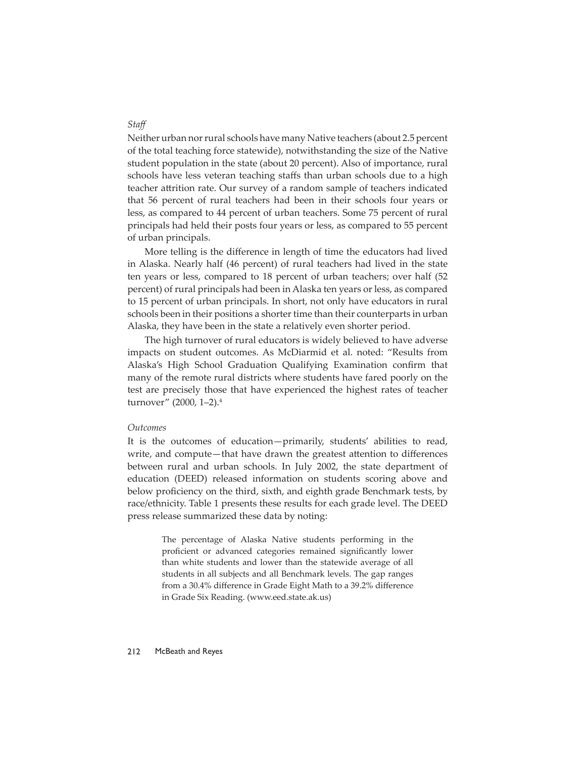*Staff*

Neither urban nor rural schools have many Native teachers (about 2.5 percent of the total teaching force statewide), notwithstanding the size of the Native student population in the state (about 20 percent). Also of importance, rural schools have less veteran teaching staffs than urban schools due to a high teacher attrition rate. Our survey of a random sample of teachers indicated that 56 percent of rural teachers had been in their schools four years or less, as compared to 44 percent of urban teachers. Some 75 percent of rural principals had held their posts four years or less, as compared to 55 percent of urban principals.

More telling is the difference in length of time the educators had lived in Alaska. Nearly half (46 percent) of rural teachers had lived in the state ten years or less, compared to 18 percent of urban teachers; over half (52 percent) of rural principals had been in Alaska ten years or less, as compared to 15 percent of urban principals. In short, not only have educators in rural schools been in their positions a shorter time than their counterparts in urban Alaska, they have been in the state a relatively even shorter period.

The high turnover of rural educators is widely believed to have adverse impacts on student outcomes. As McDiarmid et al. noted: "Results from Alaska's High School Graduation Qualifying Examination confirm that many of the remote rural districts where students have fared poorly on the test are precisely those that have experienced the highest rates of teacher turnover" (2000, 1–2).[4]

*Outcomes*

It is the outcomes of education—primarily, students' abilities to read, write, and compute—that have drawn the greatest attention to differences between rural and urban schools. In July 2002, the state department of education (DEED) released information on students scoring above and below proficiency on the third, sixth, and eighth grade Benchmark tests, by race/ethnicity. Table 1 presents these results for each grade level. The DEED press release summarized these data by noting:

> The percentage of Alaska Native students performing in the proficient or advanced categories remained significantly lower than white students and lower than the statewide average of all students in all subjects and all Benchmark levels. The gap ranges from a 30.4% difference in Grade Eight Math to a 39.2% difference in Grade Six Reading. (www.eed.state.ak.us)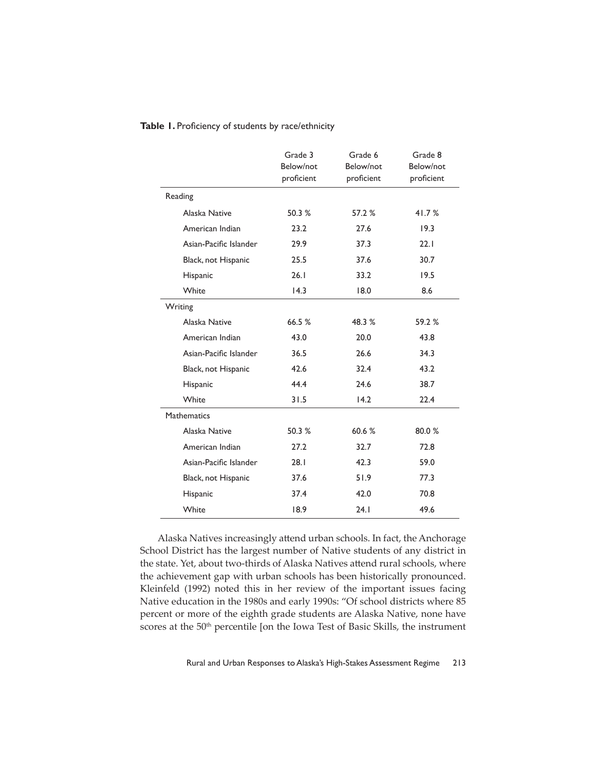**Table 1.** Proficiency of students by race/ethnicity

| | Grade 3 Below/not proficient | Grade 6 Below/not proficient | Grade 8 Below/not proficient |
|---|---|---|---|
| Reading | | | |
| Alaska Native | 50.3 % | 57.2 % | 41.7 % |
| American Indian | 23.2 | 27.6 | 19.3 |
| Asian-Pacific Islander | 29.9 | 37.3 | 22.1 |
| Black, not Hispanic | 25.5 | 37.6 | 30.7 |
| Hispanic | 26.1 | 33.2 | 19.5 |
| White | 14.3 | 18.0 | 8.6 |
| Writing | | | |
| Alaska Native | 66.5 % | 48.3 % | 59.2 % |
| American Indian | 43.0 | 20.0 | 43.8 |
| Asian-Pacific Islander | 36.5 | 26.6 | 34.3 |
| Black, not Hispanic | 42.6 | 32.4 | 43.2 |
| Hispanic | 44.4 | 24.6 | 38.7 |
| White | 31.5 | 14.2 | 22.4 |
| Mathematics | | | |
| Alaska Native | 50.3 % | 60.6 % | 80.0 % |
| American Indian | 27.2 | 32.7 | 72.8 |
| Asian-Pacific Islander | 28.1 | 42.3 | 59.0 |
| Black, not Hispanic | 37.6 | 51.9 | 77.3 |
| Hispanic | 37.4 | 42.0 | 70.8 |
| White | 18.9 | 24.1 | 49.6 |

Alaska Natives increasingly attend urban schools. In fact, the Anchorage School District has the largest number of Native students of any district in the state. Yet, about two-thirds of Alaska Natives attend rural schools, where the achievement gap with urban schools has been historically pronounced. Kleinfeld (1992) noted this in her review of the important issues facing Native education in the 1980s and early 1990s: "Of school districts where 85 percent or more of the eighth grade students are Alaska Native, none have scores at the 50th percentile [on the Iowa Test of Basic Skills, the instrument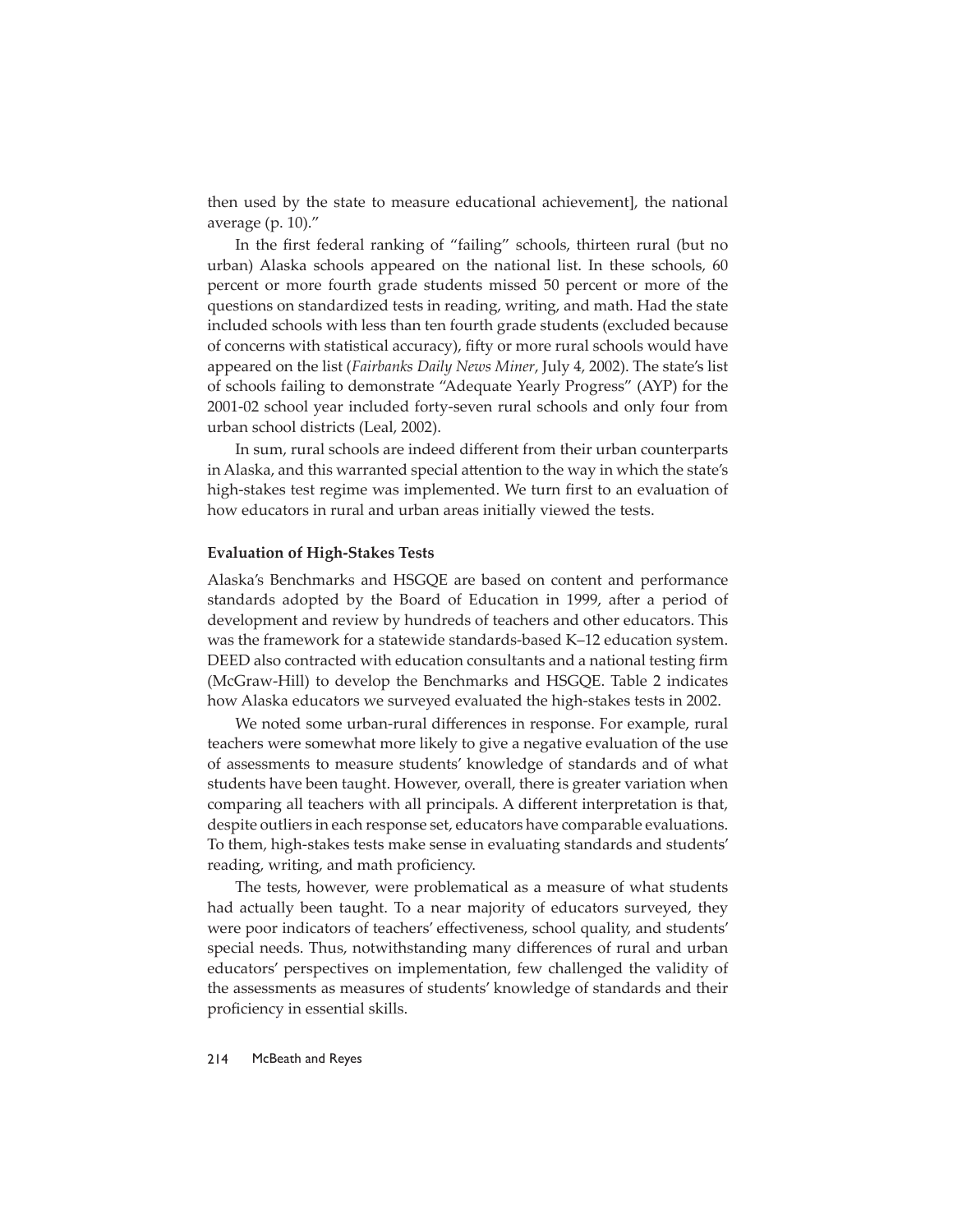then used by the state to measure educational achievement], the national average (p. 10)."

In the first federal ranking of "failing" schools, thirteen rural (but no urban) Alaska schools appeared on the national list. In these schools, 60 percent or more fourth grade students missed 50 percent or more of the questions on standardized tests in reading, writing, and math. Had the state included schools with less than ten fourth grade students (excluded because of concerns with statistical accuracy), fifty or more rural schools would have appeared on the list (*Fairbanks Daily News Miner*, July 4, 2002). The state's list of schools failing to demonstrate "Adequate Yearly Progress" (AYP) for the 2001-02 school year included forty-seven rural schools and only four from urban school districts (Leal, 2002).

In sum, rural schools are indeed different from their urban counterparts in Alaska, and this warranted special attention to the way in which the state's high-stakes test regime was implemented. We turn first to an evaluation of how educators in rural and urban areas initially viewed the tests.

### Evaluation of High-Stakes Tests

Alaska's Benchmarks and HSGQE are based on content and performance standards adopted by the Board of Education in 1999, after a period of development and review by hundreds of teachers and other educators. This was the framework for a statewide standards-based K–12 education system. DEED also contracted with education consultants and a national testing firm (McGraw-Hill) to develop the Benchmarks and HSGQE. Table 2 indicates how Alaska educators we surveyed evaluated the high-stakes tests in 2002.

We noted some urban-rural differences in response. For example, rural teachers were somewhat more likely to give a negative evaluation of the use of assessments to measure students' knowledge of standards and of what students have been taught. However, overall, there is greater variation when comparing all teachers with all principals. A different interpretation is that, despite outliers in each response set, educators have comparable evaluations. To them, high-stakes tests make sense in evaluating standards and students' reading, writing, and math proficiency.

The tests, however, were problematical as a measure of what students had actually been taught. To a near majority of educators surveyed, they were poor indicators of teachers' effectiveness, school quality, and students' special needs. Thus, notwithstanding many differences of rural and urban educators' perspectives on implementation, few challenged the validity of the assessments as measures of students' knowledge of standards and their proficiency in essential skills.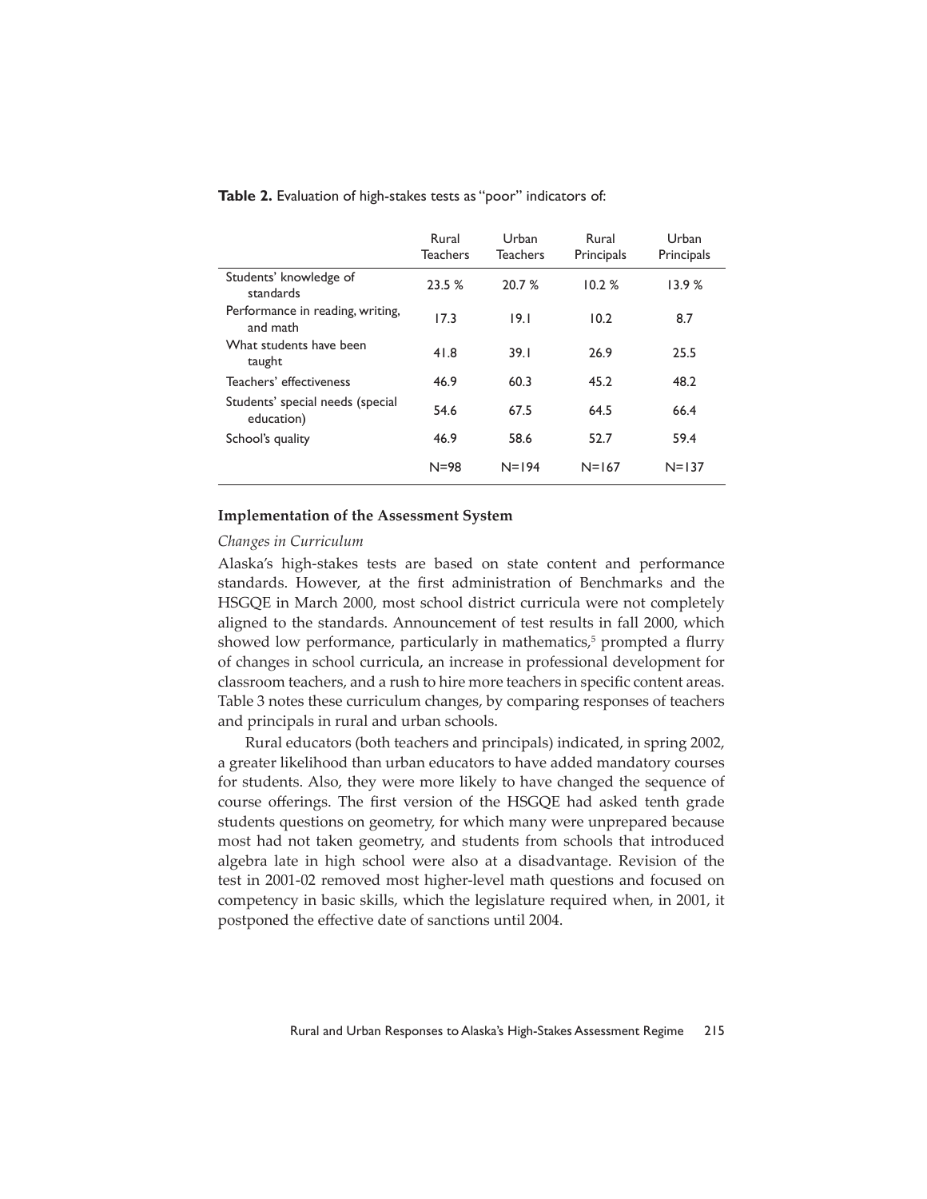**Table 2.** Evaluation of high-stakes tests as "poor" indicators of:

| | Rural Teachers | Urban Teachers | Rural Principals | Urban Principals |
|---|---|---|---|---|
| Students' knowledge of standards | 23.5 % | 20.7 % | 10.2 % | 13.9 % |
| Performance in reading, writing, and math | 17.3 | 19.1 | 10.2 | 8.7 |
| What students have been taught | 41.8 | 39.1 | 26.9 | 25.5 |
| Teachers' effectiveness | 46.9 | 60.3 | 45.2 | 48.2 |
| Students' special needs (special education) | 54.6 | 67.5 | 64.5 | 66.4 |
| School's quality | 46.9 | 58.6 | 52.7 | 59.4 |
| | N=98 | N=194 | N=167 | N=137 |

### Implementation of the Assessment System

*Changes in Curriculum*

Alaska's high-stakes tests are based on state content and performance standards. However, at the first administration of Benchmarks and the HSGQE in March 2000, most school district curricula were not completely aligned to the standards. Announcement of test results in fall 2000, which showed low performance, particularly in mathematics,[5] prompted a flurry of changes in school curricula, an increase in professional development for classroom teachers, and a rush to hire more teachers in specific content areas. Table 3 notes these curriculum changes, by comparing responses of teachers and principals in rural and urban schools.

Rural educators (both teachers and principals) indicated, in spring 2002, a greater likelihood than urban educators to have added mandatory courses for students. Also, they were more likely to have changed the sequence of course offerings. The first version of the HSGQE had asked tenth grade students questions on geometry, for which many were unprepared because most had not taken geometry, and students from schools that introduced algebra late in high school were also at a disadvantage. Revision of the test in 2001-02 removed most higher-level math questions and focused on competency in basic skills, which the legislature required when, in 2001, it postponed the effective date of sanctions until 2004.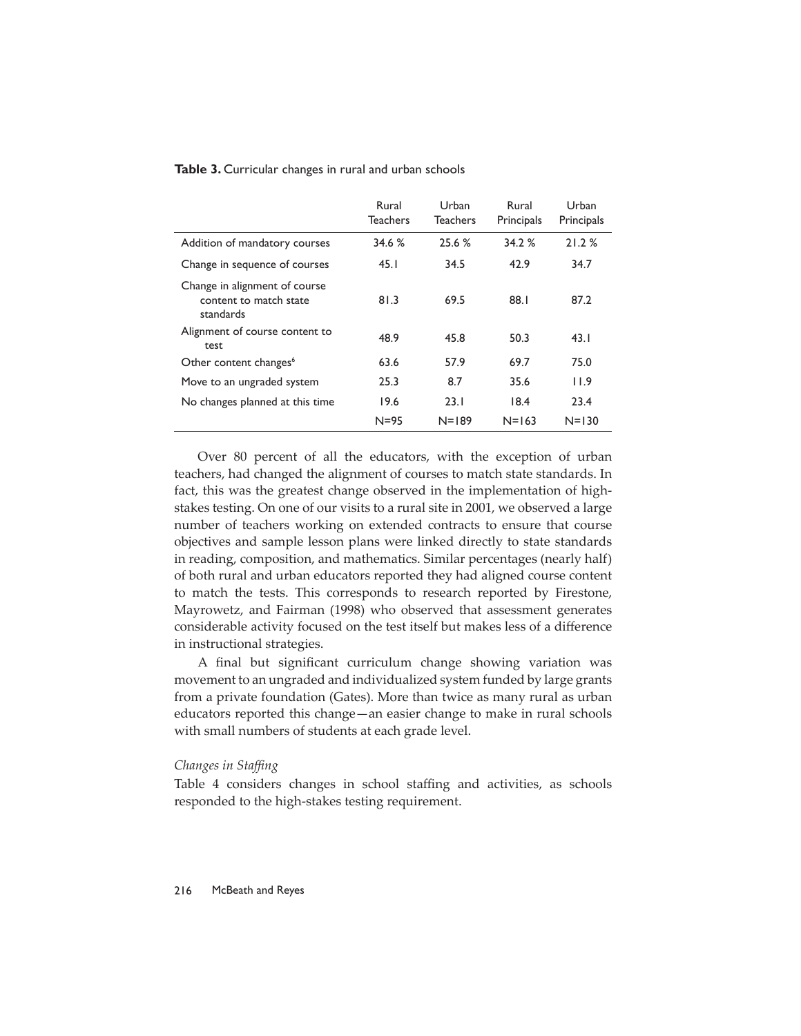**Table 3.** Curricular changes in rural and urban schools

| | Rural Teachers | Urban Teachers | Rural Principals | Urban Principals |
|---|---|---|---|---|
| Addition of mandatory courses | 34.6 % | 25.6 % | 34.2 % | 21.2 % |
| Change in sequence of courses | 45.1 | 34.5 | 42.9 | 34.7 |
| Change in alignment of course content to match state standards | 81.3 | 69.5 | 88.1 | 87.2 |
| Alignment of course content to test | 48.9 | 45.8 | 50.3 | 43.1 |
| Other content changes[6] | 63.6 | 57.9 | 69.7 | 75.0 |
| Move to an ungraded system | 25.3 | 8.7 | 35.6 | 11.9 |
| No changes planned at this time | 19.6 | 23.1 | 18.4 | 23.4 |
| | N=95 | N=189 | N=163 | N=130 |

Over 80 percent of all the educators, with the exception of urban teachers, had changed the alignment of courses to match state standards. In fact, this was the greatest change observed in the implementation of high-stakes testing. On one of our visits to a rural site in 2001, we observed a large number of teachers working on extended contracts to ensure that course objectives and sample lesson plans were linked directly to state standards in reading, composition, and mathematics. Similar percentages (nearly half) of both rural and urban educators reported they had aligned course content to match the tests. This corresponds to research reported by Firestone, Mayrowetz, and Fairman (1998) who observed that assessment generates considerable activity focused on the test itself but makes less of a difference in instructional strategies.

A final but significant curriculum change showing variation was movement to an ungraded and individualized system funded by large grants from a private foundation (Gates). More than twice as many rural as urban educators reported this change—an easier change to make in rural schools with small numbers of students at each grade level.

*Changes in Staffing*

Table 4 considers changes in school staffing and activities, as schools responded to the high-stakes testing requirement.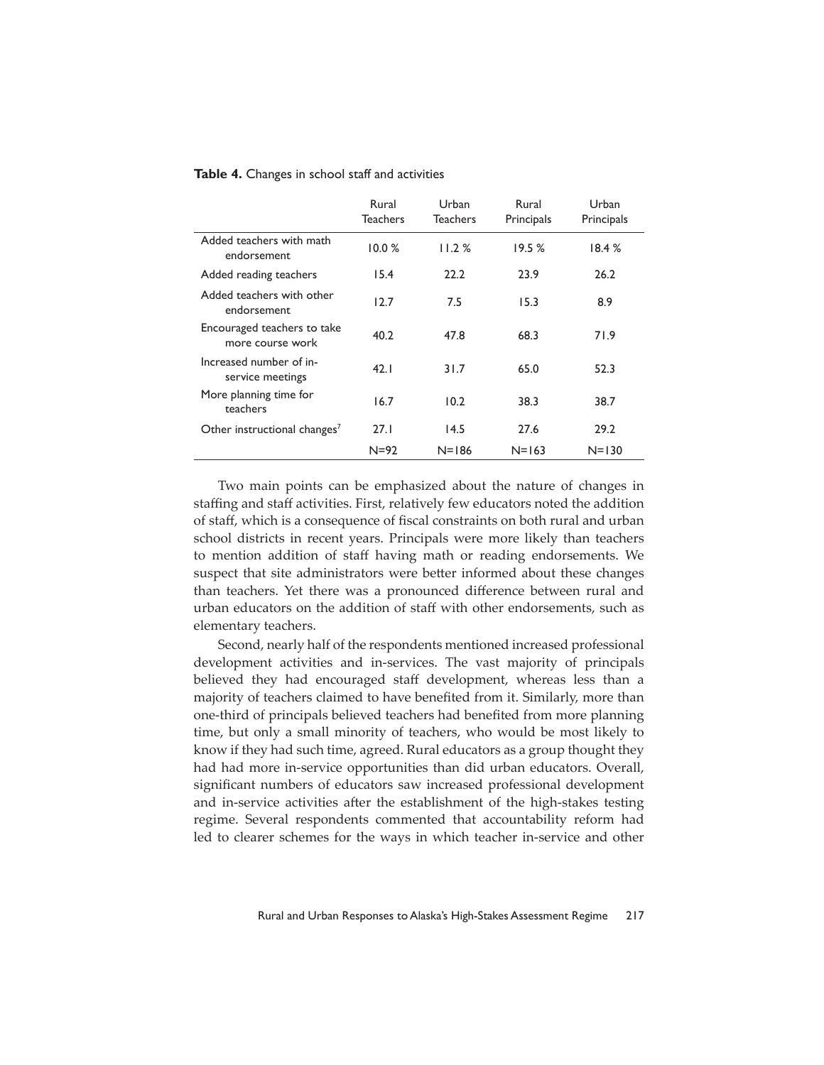**Table 4.** Changes in school staff and activities

| | Rural Teachers | Urban Teachers | Rural Principals | Urban Principals |
|---|---|---|---|---|
| Added teachers with math endorsement | 10.0 % | 11.2 % | 19.5 % | 18.4 % |
| Added reading teachers | 15.4 | 22.2 | 23.9 | 26.2 |
| Added teachers with other endorsement | 12.7 | 7.5 | 15.3 | 8.9 |
| Encouraged teachers to take more course work | 40.2 | 47.8 | 68.3 | 71.9 |
| Increased number of in-service meetings | 42.1 | 31.7 | 65.0 | 52.3 |
| More planning time for teachers | 16.7 | 10.2 | 38.3 | 38.7 |
| Other instructional changes[7] | 27.1 | 14.5 | 27.6 | 29.2 |
| | N=92 | N=186 | N=163 | N=130 |

Two main points can be emphasized about the nature of changes in staffing and staff activities. First, relatively few educators noted the addition of staff, which is a consequence of fiscal constraints on both rural and urban school districts in recent years. Principals were more likely than teachers to mention addition of staff having math or reading endorsements. We suspect that site administrators were better informed about these changes than teachers. Yet there was a pronounced difference between rural and urban educators on the addition of staff with other endorsements, such as elementary teachers.

Second, nearly half of the respondents mentioned increased professional development activities and in-services. The vast majority of principals believed they had encouraged staff development, whereas less than a majority of teachers claimed to have benefited from it. Similarly, more than one-third of principals believed teachers had benefited from more planning time, but only a small minority of teachers, who would be most likely to know if they had such time, agreed. Rural educators as a group thought they had had more in-service opportunities than did urban educators. Overall, significant numbers of educators saw increased professional development and in-service activities after the establishment of the high-stakes testing regime. Several respondents commented that accountability reform had led to clearer schemes for the ways in which teacher in-service and other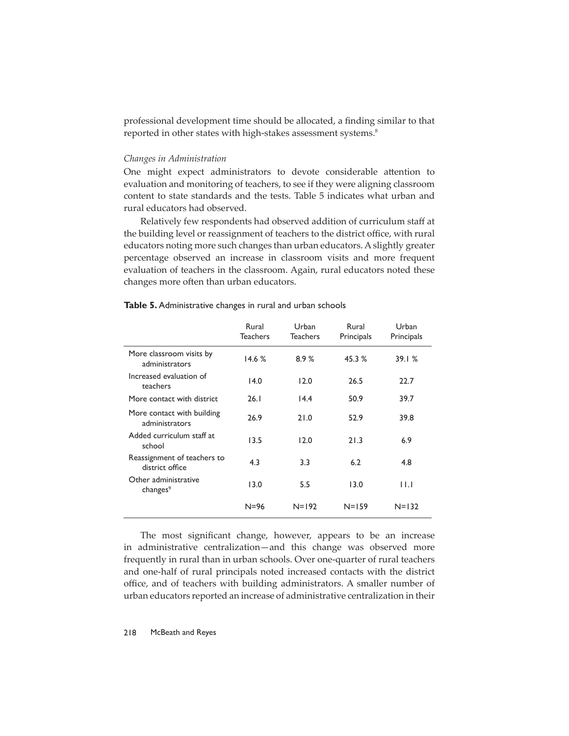professional development time should be allocated, a finding similar to that reported in other states with high-stakes assessment systems.[8]

*Changes in Administration*

One might expect administrators to devote considerable attention to evaluation and monitoring of teachers, to see if they were aligning classroom content to state standards and the tests. Table 5 indicates what urban and rural educators had observed.

Relatively few respondents had observed addition of curriculum staff at the building level or reassignment of teachers to the district office, with rural educators noting more such changes than urban educators. A slightly greater percentage observed an increase in classroom visits and more frequent evaluation of teachers in the classroom. Again, rural educators noted these changes more often than urban educators.

**Table 5.** Administrative changes in rural and urban schools

| | Rural Teachers | Urban Teachers | Rural Principals | Urban Principals |
|---|---|---|---|---|
| More classroom visits by administrators | 14.6 % | 8.9 % | 45.3 % | 39.1 % |
| Increased evaluation of teachers | 14.0 | 12.0 | 26.5 | 22.7 |
| More contact with district | 26.1 | 14.4 | 50.9 | 39.7 |
| More contact with building administrators | 26.9 | 21.0 | 52.9 | 39.8 |
| Added curriculum staff at school | 13.5 | 12.0 | 21.3 | 6.9 |
| Reassignment of teachers to district office | 4.3 | 3.3 | 6.2 | 4.8 |
| Other administrative changes[9] | 13.0 | 5.5 | 13.0 | 11.1 |
| | N=96 | N=192 | N=159 | N=132 |

The most significant change, however, appears to be an increase in administrative centralization—and this change was observed more frequently in rural than in urban schools. Over one-quarter of rural teachers and one-half of rural principals noted increased contacts with the district office, and of teachers with building administrators. A smaller number of urban educators reported an increase of administrative centralization in their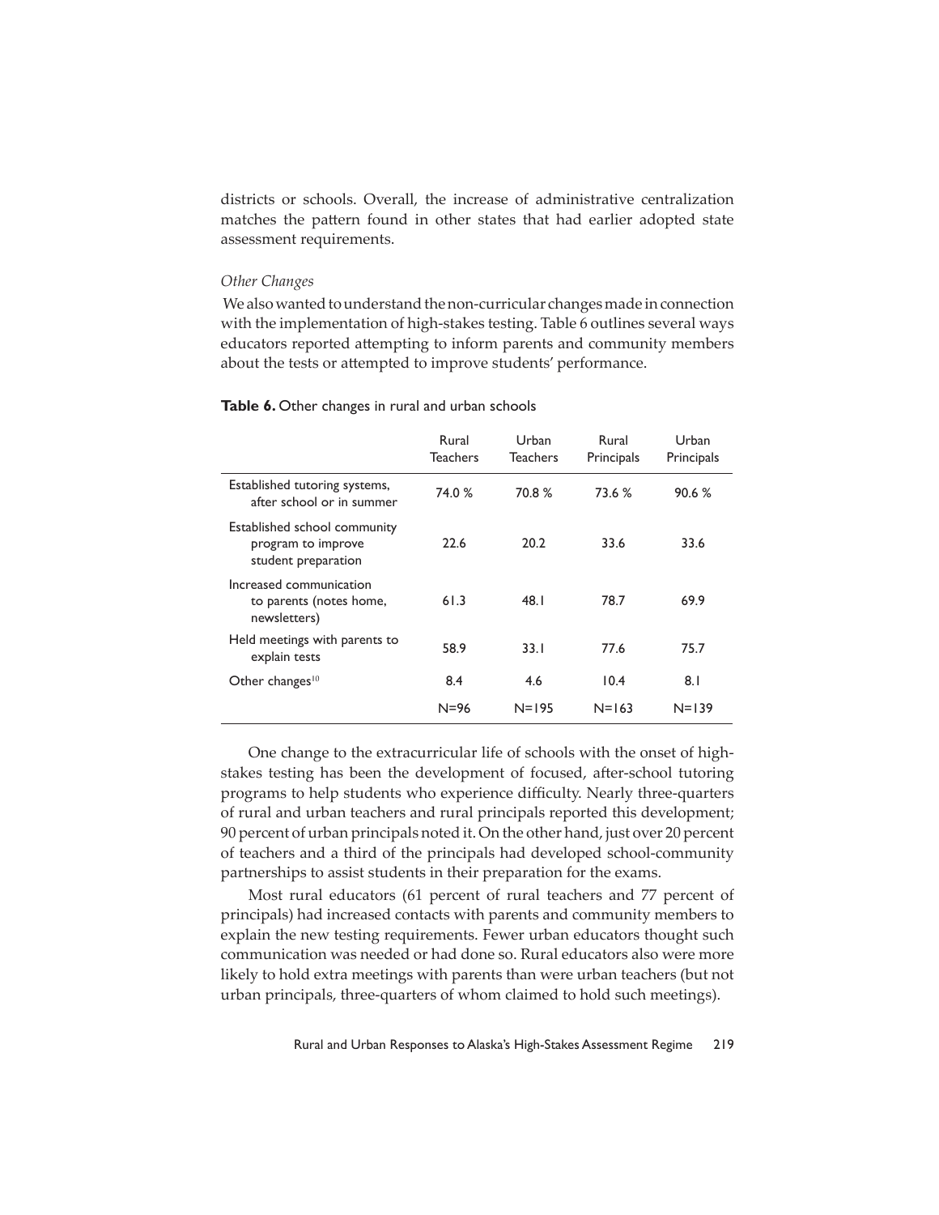districts or schools. Overall, the increase of administrative centralization matches the pattern found in other states that had earlier adopted state assessment requirements.

*Other Changes*

We also wanted to understand the non-curricular changes made in connection with the implementation of high-stakes testing. Table 6 outlines several ways educators reported attempting to inform parents and community members about the tests or attempted to improve students' performance.

**Table 6.** Other changes in rural and urban schools

| | Rural Teachers | Urban Teachers | Rural Principals | Urban Principals |
|---|---|---|---|---|
| Established tutoring systems, after school or in summer | 74.0 % | 70.8 % | 73.6 % | 90.6 % |
| Established school community program to improve student preparation | 22.6 | 20.2 | 33.6 | 33.6 |
| Increased communication to parents (notes home, newsletters) | 61.3 | 48.1 | 78.7 | 69.9 |
| Held meetings with parents to explain tests | 58.9 | 33.1 | 77.6 | 75.7 |
| Other changes[10] | 8.4 | 4.6 | 10.4 | 8.1 |
| | N=96 | N=195 | N=163 | N=139 |

One change to the extracurricular life of schools with the onset of high-stakes testing has been the development of focused, after-school tutoring programs to help students who experience difficulty. Nearly three-quarters of rural and urban teachers and rural principals reported this development; 90 percent of urban principals noted it. On the other hand, just over 20 percent of teachers and a third of the principals had developed school-community partnerships to assist students in their preparation for the exams.

Most rural educators (61 percent of rural teachers and 77 percent of principals) had increased contacts with parents and community members to explain the new testing requirements. Fewer urban educators thought such communication was needed or had done so. Rural educators also were more likely to hold extra meetings with parents than were urban teachers (but not urban principals, three-quarters of whom claimed to hold such meetings).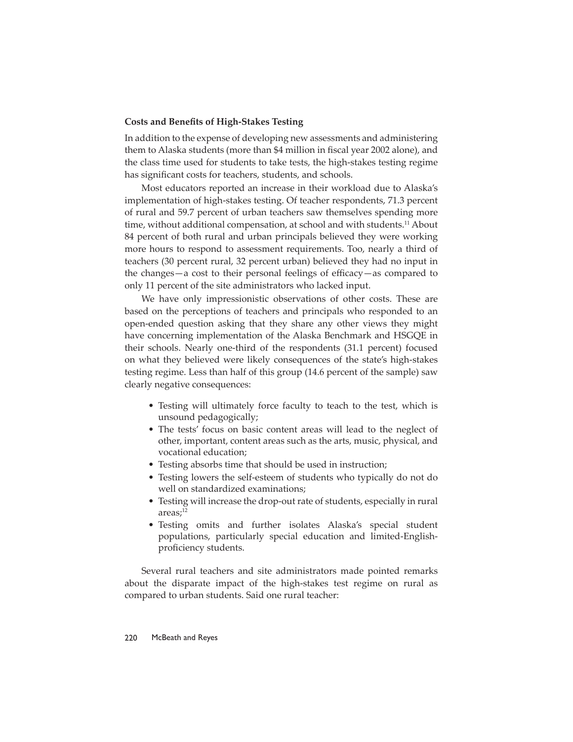**Costs and Benefits of High-Stakes Testing**

In addition to the expense of developing new assessments and administering them to Alaska students (more than $4 million in fiscal year 2002 alone), and the class time used for students to take tests, the high-stakes testing regime has significant costs for teachers, students, and schools.

Most educators reported an increase in their workload due to Alaska's implementation of high-stakes testing. Of teacher respondents, 71.3 percent of rural and 59.7 percent of urban teachers saw themselves spending more time, without additional compensation, at school and with students.[11] About 84 percent of both rural and urban principals believed they were working more hours to respond to assessment requirements. Too, nearly a third of teachers (30 percent rural, 32 percent urban) believed they had no input in the changes—a cost to their personal feelings of efficacy—as compared to only 11 percent of the site administrators who lacked input.

We have only impressionistic observations of other costs. These are based on the perceptions of teachers and principals who responded to an open-ended question asking that they share any other views they might have concerning implementation of the Alaska Benchmark and HSGQE in their schools. Nearly one-third of the respondents (31.1 percent) focused on what they believed were likely consequences of the state's high-stakes testing regime. Less than half of this group (14.6 percent of the sample) saw clearly negative consequences:

- Testing will ultimately force faculty to teach to the test, which is unsound pedagogically;
- The tests' focus on basic content areas will lead to the neglect of other, important, content areas such as the arts, music, physical, and vocational education;
- Testing absorbs time that should be used in instruction;
- Testing lowers the self-esteem of students who typically do not do well on standardized examinations;
- Testing will increase the drop-out rate of students, especially in rural areas;[12]
- Testing omits and further isolates Alaska's special student populations, particularly special education and limited-English-proficiency students.

Several rural teachers and site administrators made pointed remarks about the disparate impact of the high-stakes test regime on rural as compared to urban students. Said one rural teacher: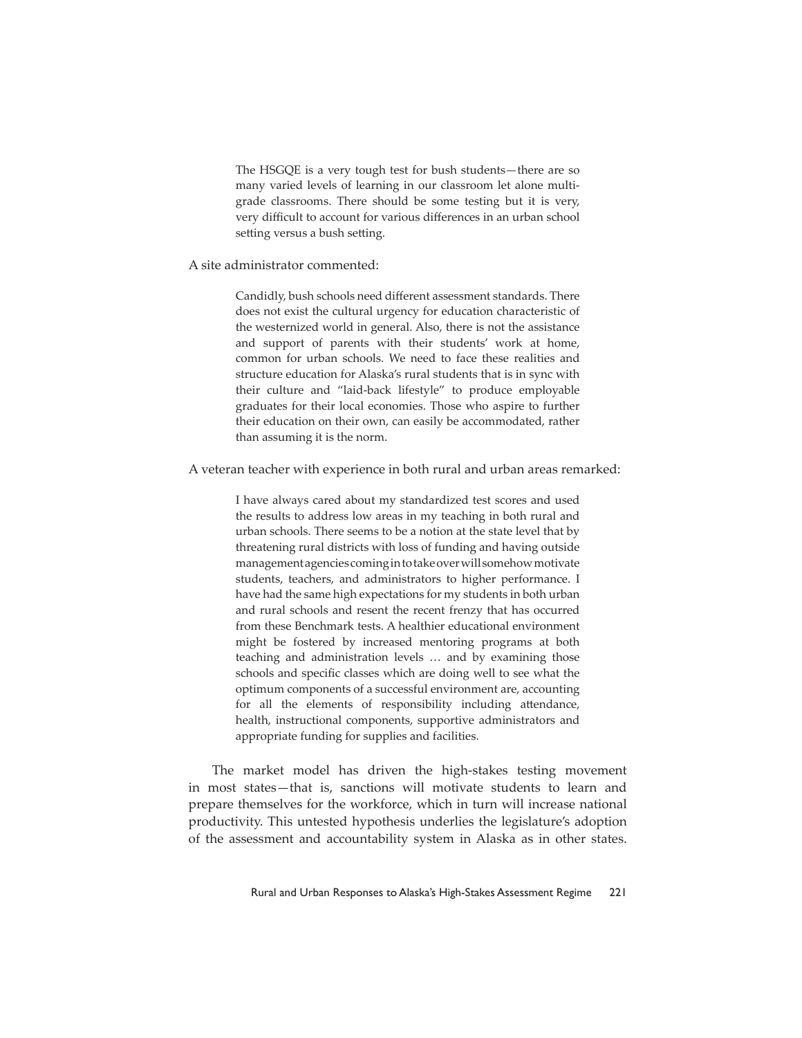> The HSGQE is a very tough test for bush students—there are so many varied levels of learning in our classroom let alone multi-grade classrooms. There should be some testing but it is very, very difficult to account for various differences in an urban school setting versus a bush setting.

A site administrator commented:

> Candidly, bush schools need different assessment standards. There does not exist the cultural urgency for education characteristic of the westernized world in general. Also, there is not the assistance and support of parents with their students' work at home, common for urban schools. We need to face these realities and structure education for Alaska's rural students that is in sync with their culture and "laid-back lifestyle" to produce employable graduates for their local economies. Those who aspire to further their education on their own, can easily be accommodated, rather than assuming it is the norm.

A veteran teacher with experience in both rural and urban areas remarked:

> I have always cared about my standardized test scores and used the results to address low areas in my teaching in both rural and urban schools. There seems to be a notion at the state level that by threatening rural districts with loss of funding and having outside management agencies coming in to take over will somehow motivate students, teachers, and administrators to higher performance. I have had the same high expectations for my students in both urban and rural schools and resent the recent frenzy that has occurred from these Benchmark tests. A healthier educational environment might be fostered by increased mentoring programs at both teaching and administration levels … and by examining those schools and specific classes which are doing well to see what the optimum components of a successful environment are, accounting for all the elements of responsibility including attendance, health, instructional components, supportive administrators and appropriate funding for supplies and facilities.

The market model has driven the high-stakes testing movement in most states—that is, sanctions will motivate students to learn and prepare themselves for the workforce, which in turn will increase national productivity. This untested hypothesis underlies the legislature's adoption of the assessment and accountability system in Alaska as in other states.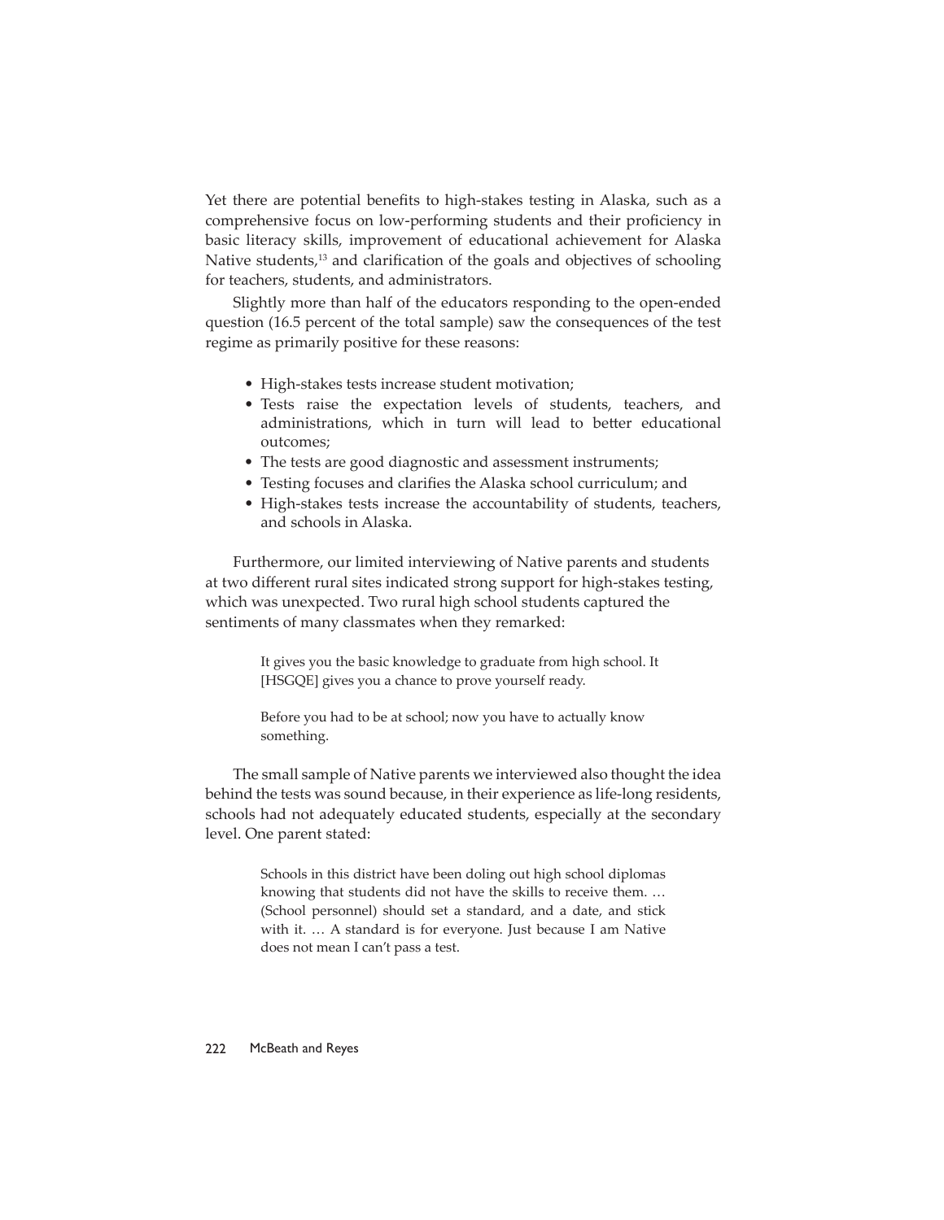Yet there are potential benefits to high-stakes testing in Alaska, such as a comprehensive focus on low-performing students and their proficiency in basic literacy skills, improvement of educational achievement for Alaska Native students,[13] and clarification of the goals and objectives of schooling for teachers, students, and administrators.

Slightly more than half of the educators responding to the open-ended question (16.5 percent of the total sample) saw the consequences of the test regime as primarily positive for these reasons:

- High-stakes tests increase student motivation;
- Tests raise the expectation levels of students, teachers, and administrations, which in turn will lead to better educational outcomes;
- The tests are good diagnostic and assessment instruments;
- Testing focuses and clarifies the Alaska school curriculum; and
- High-stakes tests increase the accountability of students, teachers, and schools in Alaska.

Furthermore, our limited interviewing of Native parents and students at two different rural sites indicated strong support for high-stakes testing, which was unexpected. Two rural high school students captured the sentiments of many classmates when they remarked:

> It gives you the basic knowledge to graduate from high school. It [HSGQE] gives you a chance to prove yourself ready.
>
> Before you had to be at school; now you have to actually know something.

The small sample of Native parents we interviewed also thought the idea behind the tests was sound because, in their experience as life-long residents, schools had not adequately educated students, especially at the secondary level. One parent stated:

> Schools in this district have been doling out high school diplomas knowing that students did not have the skills to receive them. … (School personnel) should set a standard, and a date, and stick with it. … A standard is for everyone. Just because I am Native does not mean I can't pass a test.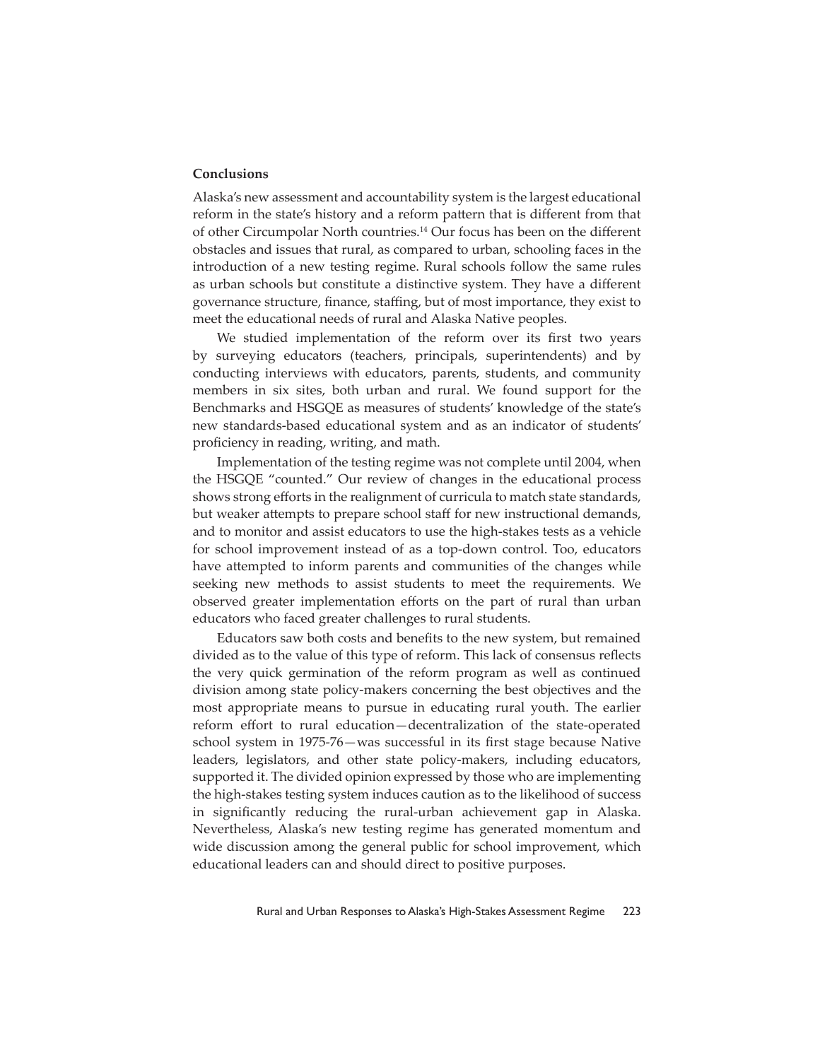## Conclusions

Alaska's new assessment and accountability system is the largest educational reform in the state's history and a reform pattern that is different from that of other Circumpolar North countries.[14] Our focus has been on the different obstacles and issues that rural, as compared to urban, schooling faces in the introduction of a new testing regime. Rural schools follow the same rules as urban schools but constitute a distinctive system. They have a different governance structure, finance, staffing, but of most importance, they exist to meet the educational needs of rural and Alaska Native peoples.

We studied implementation of the reform over its first two years by surveying educators (teachers, principals, superintendents) and by conducting interviews with educators, parents, students, and community members in six sites, both urban and rural. We found support for the Benchmarks and HSGQE as measures of students' knowledge of the state's new standards-based educational system and as an indicator of students' proficiency in reading, writing, and math.

Implementation of the testing regime was not complete until 2004, when the HSGQE "counted." Our review of changes in the educational process shows strong efforts in the realignment of curricula to match state standards, but weaker attempts to prepare school staff for new instructional demands, and to monitor and assist educators to use the high-stakes tests as a vehicle for school improvement instead of as a top-down control. Too, educators have attempted to inform parents and communities of the changes while seeking new methods to assist students to meet the requirements. We observed greater implementation efforts on the part of rural than urban educators who faced greater challenges to rural students.

Educators saw both costs and benefits to the new system, but remained divided as to the value of this type of reform. This lack of consensus reflects the very quick germination of the reform program as well as continued division among state policy-makers concerning the best objectives and the most appropriate means to pursue in educating rural youth. The earlier reform effort to rural education—decentralization of the state-operated school system in 1975-76—was successful in its first stage because Native leaders, legislators, and other state policy-makers, including educators, supported it. The divided opinion expressed by those who are implementing the high-stakes testing system induces caution as to the likelihood of success in significantly reducing the rural-urban achievement gap in Alaska. Nevertheless, Alaska's new testing regime has generated momentum and wide discussion among the general public for school improvement, which educational leaders can and should direct to positive purposes.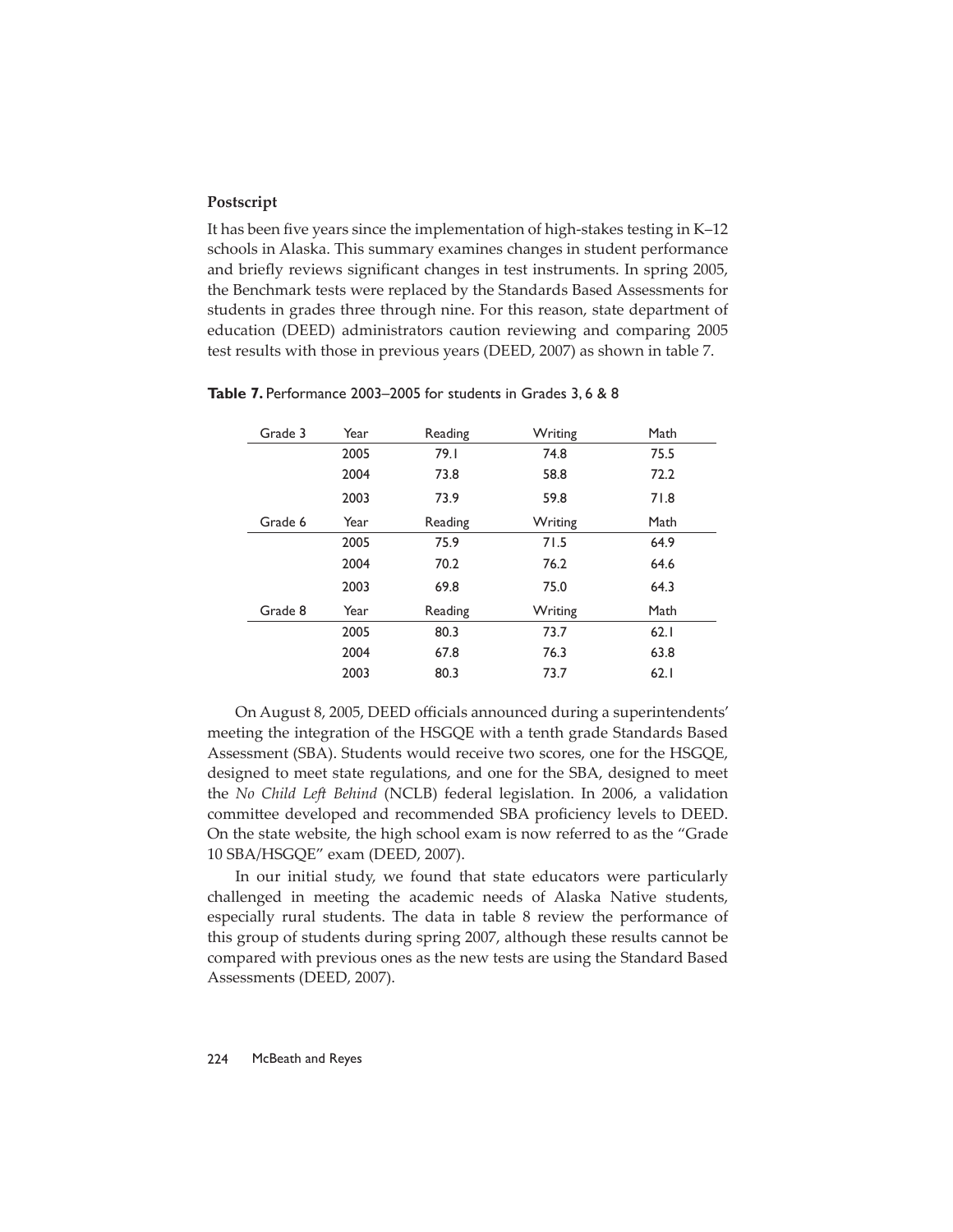### Postscript

It has been five years since the implementation of high-stakes testing in K–12 schools in Alaska. This summary examines changes in student performance and briefly reviews significant changes in test instruments. In spring 2005, the Benchmark tests were replaced by the Standards Based Assessments for students in grades three through nine. For this reason, state department of education (DEED) administrators caution reviewing and comparing 2005 test results with those in previous years (DEED, 2007) as shown in table 7.

**Table 7.** Performance 2003–2005 for students in Grades 3, 6 & 8

| Grade 3 | Year | Reading | Writing | Math |
|---|---|---|---|---|
| | 2005 | 79.1 | 74.8 | 75.5 |
| | 2004 | 73.8 | 58.8 | 72.2 |
| | 2003 | 73.9 | 59.8 | 71.8 |
| **Grade 6** | **Year** | **Reading** | **Writing** | **Math** |
| | 2005 | 75.9 | 71.5 | 64.9 |
| | 2004 | 70.2 | 76.2 | 64.6 |
| | 2003 | 69.8 | 75.0 | 64.3 |
| **Grade 8** | **Year** | **Reading** | **Writing** | **Math** |
| | 2005 | 80.3 | 73.7 | 62.1 |
| | 2004 | 67.8 | 76.3 | 63.8 |
| | 2003 | 80.3 | 73.7 | 62.1 |

On August 8, 2005, DEED officials announced during a superintendents' meeting the integration of the HSGQE with a tenth grade Standards Based Assessment (SBA). Students would receive two scores, one for the HSGQE, designed to meet state regulations, and one for the SBA, designed to meet the *No Child Left Behind* (NCLB) federal legislation. In 2006, a validation committee developed and recommended SBA proficiency levels to DEED. On the state website, the high school exam is now referred to as the "Grade 10 SBA/HSGQE" exam (DEED, 2007).

In our initial study, we found that state educators were particularly challenged in meeting the academic needs of Alaska Native students, especially rural students. The data in table 8 review the performance of this group of students during spring 2007, although these results cannot be compared with previous ones as the new tests are using the Standard Based Assessments (DEED, 2007).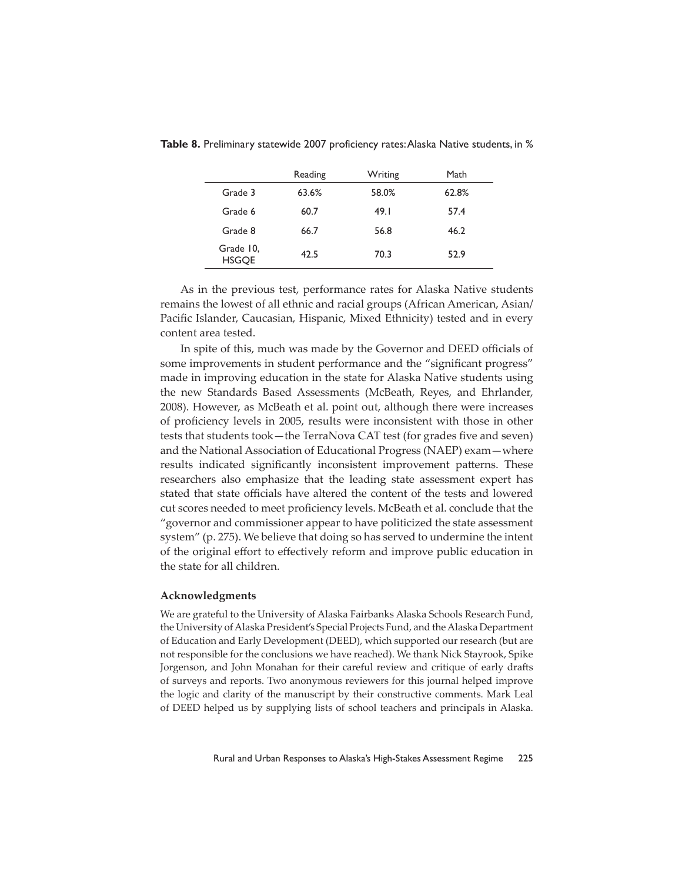**Table 8.** Preliminary statewide 2007 proficiency rates: Alaska Native students, in %

| | Reading | Writing | Math |
|---|---|---|---|
| Grade 3 | 63.6% | 58.0% | 62.8% |
| Grade 6 | 60.7 | 49.1 | 57.4 |
| Grade 8 | 66.7 | 56.8 | 46.2 |
| Grade 10, HSGQE | 42.5 | 70.3 | 52.9 |

As in the previous test, performance rates for Alaska Native students remains the lowest of all ethnic and racial groups (African American, Asian/Pacific Islander, Caucasian, Hispanic, Mixed Ethnicity) tested and in every content area tested.

In spite of this, much was made by the Governor and DEED officials of some improvements in student performance and the "significant progress" made in improving education in the state for Alaska Native students using the new Standards Based Assessments (McBeath, Reyes, and Ehrlander, 2008). However, as McBeath et al. point out, although there were increases of proficiency levels in 2005, results were inconsistent with those in other tests that students took—the TerraNova CAT test (for grades five and seven) and the National Association of Educational Progress (NAEP) exam—where results indicated significantly inconsistent improvement patterns. These researchers also emphasize that the leading state assessment expert has stated that state officials have altered the content of the tests and lowered cut scores needed to meet proficiency levels. McBeath et al. conclude that the "governor and commissioner appear to have politicized the state assessment system" (p. 275). We believe that doing so has served to undermine the intent of the original effort to effectively reform and improve public education in the state for all children.

### Acknowledgments

We are grateful to the University of Alaska Fairbanks Alaska Schools Research Fund, the University of Alaska President's Special Projects Fund, and the Alaska Department of Education and Early Development (DEED), which supported our research (but are not responsible for the conclusions we have reached). We thank Nick Stayrook, Spike Jorgenson, and John Monahan for their careful review and critique of early drafts of surveys and reports. Two anonymous reviewers for this journal helped improve the logic and clarity of the manuscript by their constructive comments. Mark Leal of DEED helped us by supplying lists of school teachers and principals in Alaska.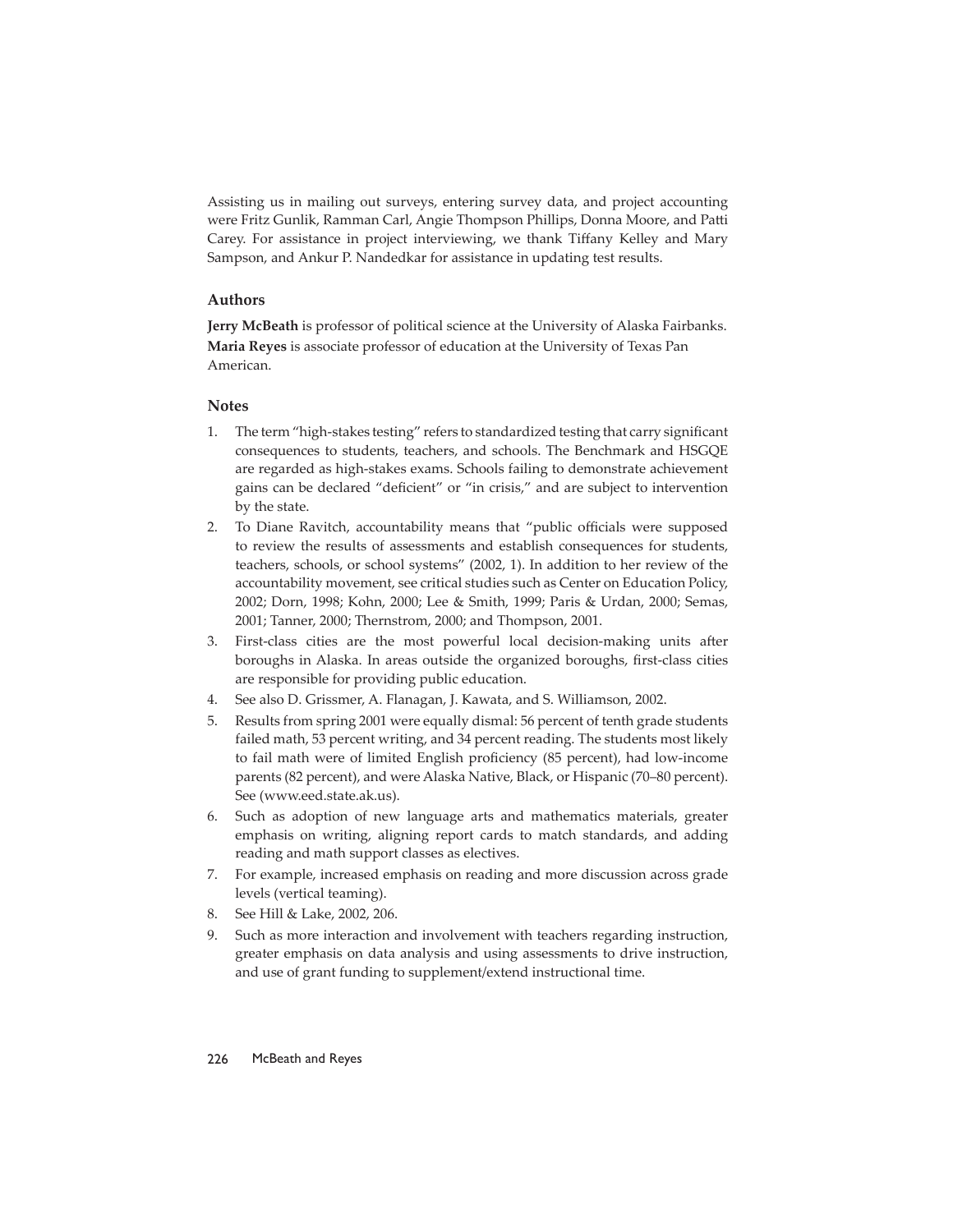Assisting us in mailing out surveys, entering survey data, and project accounting were Fritz Gunlik, Ramman Carl, Angie Thompson Phillips, Donna Moore, and Patti Carey. For assistance in project interviewing, we thank Tiffany Kelley and Mary Sampson, and Ankur P. Nandedkar for assistance in updating test results.

## Authors

**Jerry McBeath** is professor of political science at the University of Alaska Fairbanks.
**Maria Reyes** is associate professor of education at the University of Texas Pan American.

## Notes

1. The term "high-stakes testing" refers to standardized testing that carry significant consequences to students, teachers, and schools. The Benchmark and HSGQE are regarded as high-stakes exams. Schools failing to demonstrate achievement gains can be declared "deficient" or "in crisis," and are subject to intervention by the state.
2. To Diane Ravitch, accountability means that "public officials were supposed to review the results of assessments and establish consequences for students, teachers, schools, or school systems" (2002, 1). In addition to her review of the accountability movement, see critical studies such as Center on Education Policy, 2002; Dorn, 1998; Kohn, 2000; Lee & Smith, 1999; Paris & Urdan, 2000; Semas, 2001; Tanner, 2000; Thernstrom, 2000; and Thompson, 2001.
3. First-class cities are the most powerful local decision-making units after boroughs in Alaska. In areas outside the organized boroughs, first-class cities are responsible for providing public education.
4. See also D. Grissmer, A. Flanagan, J. Kawata, and S. Williamson, 2002.
5. Results from spring 2001 were equally dismal: 56 percent of tenth grade students failed math, 53 percent writing, and 34 percent reading. The students most likely to fail math were of limited English proficiency (85 percent), had low-income parents (82 percent), and were Alaska Native, Black, or Hispanic (70–80 percent). See (www.eed.state.ak.us).
6. Such as adoption of new language arts and mathematics materials, greater emphasis on writing, aligning report cards to match standards, and adding reading and math support classes as electives.
7. For example, increased emphasis on reading and more discussion across grade levels (vertical teaming).
8. See Hill & Lake, 2002, 206.
9. Such as more interaction and involvement with teachers regarding instruction, greater emphasis on data analysis and using assessments to drive instruction, and use of grant funding to supplement/extend instructional time.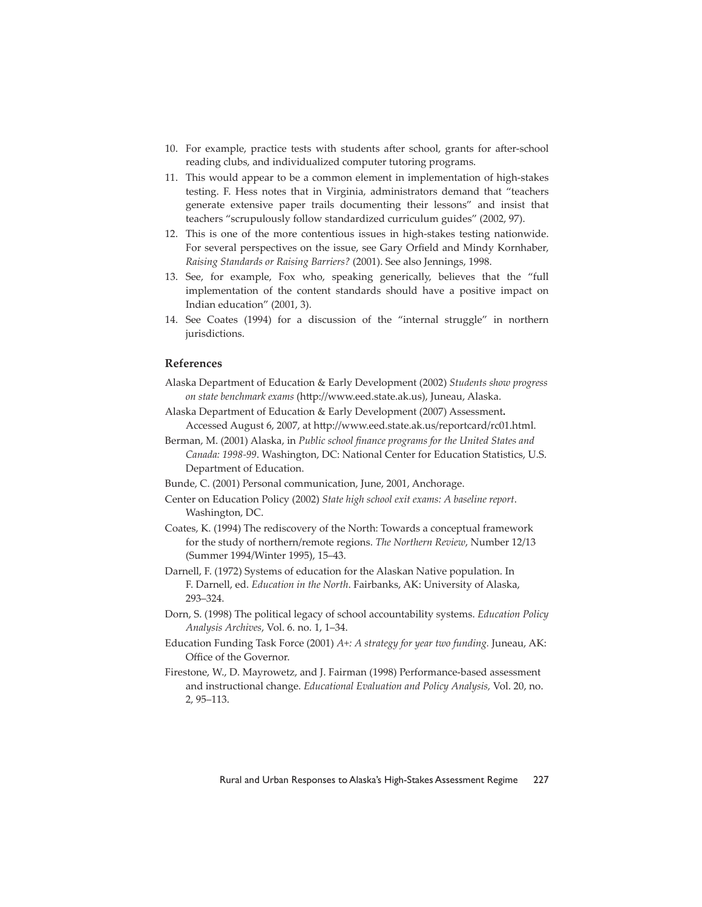10. For example, practice tests with students after school, grants for after-school reading clubs, and individualized computer tutoring programs.
11. This would appear to be a common element in implementation of high-stakes testing. F. Hess notes that in Virginia, administrators demand that "teachers generate extensive paper trails documenting their lessons" and insist that teachers "scrupulously follow standardized curriculum guides" (2002, 97).
12. This is one of the more contentious issues in high-stakes testing nationwide. For several perspectives on the issue, see Gary Orfield and Mindy Kornhaber, *Raising Standards or Raising Barriers?* (2001). See also Jennings, 1998.
13. See, for example, Fox who, speaking generically, believes that the "full implementation of the content standards should have a positive impact on Indian education" (2001, 3).
14. See Coates (1994) for a discussion of the "internal struggle" in northern jurisdictions.

## References

Alaska Department of Education & Early Development (2002) *Students show progress on state benchmark exams* (http://www.eed.state.ak.us), Juneau, Alaska.

Alaska Department of Education & Early Development (2007) Assessment**.** Accessed August 6, 2007, at http://www.eed.state.ak.us/reportcard/rc01.html.

Berman, M. (2001) Alaska, in *Public school finance programs for the United States and Canada: 1998-99*. Washington, DC: National Center for Education Statistics, U.S. Department of Education.

Bunde, C. (2001) Personal communication, June, 2001, Anchorage.

Center on Education Policy (2002) *State high school exit exams: A baseline report*. Washington, DC.

Coates, K. (1994) The rediscovery of the North: Towards a conceptual framework for the study of northern/remote regions. *The Northern Review*, Number 12/13 (Summer 1994/Winter 1995), 15–43.

Darnell, F. (1972) Systems of education for the Alaskan Native population. In F. Darnell, ed. *Education in the North*. Fairbanks, AK: University of Alaska, 293–324.

Dorn, S. (1998) The political legacy of school accountability systems. *Education Policy Analysis Archives*, Vol. 6. no. 1, 1–34.

Education Funding Task Force (2001) *A+: A strategy for year two funding.* Juneau, AK: Office of the Governor.

Firestone, W., D. Mayrowetz, and J. Fairman (1998) Performance-based assessment and instructional change. *Educational Evaluation and Policy Analysis,* Vol. 20, no. 2, 95–113.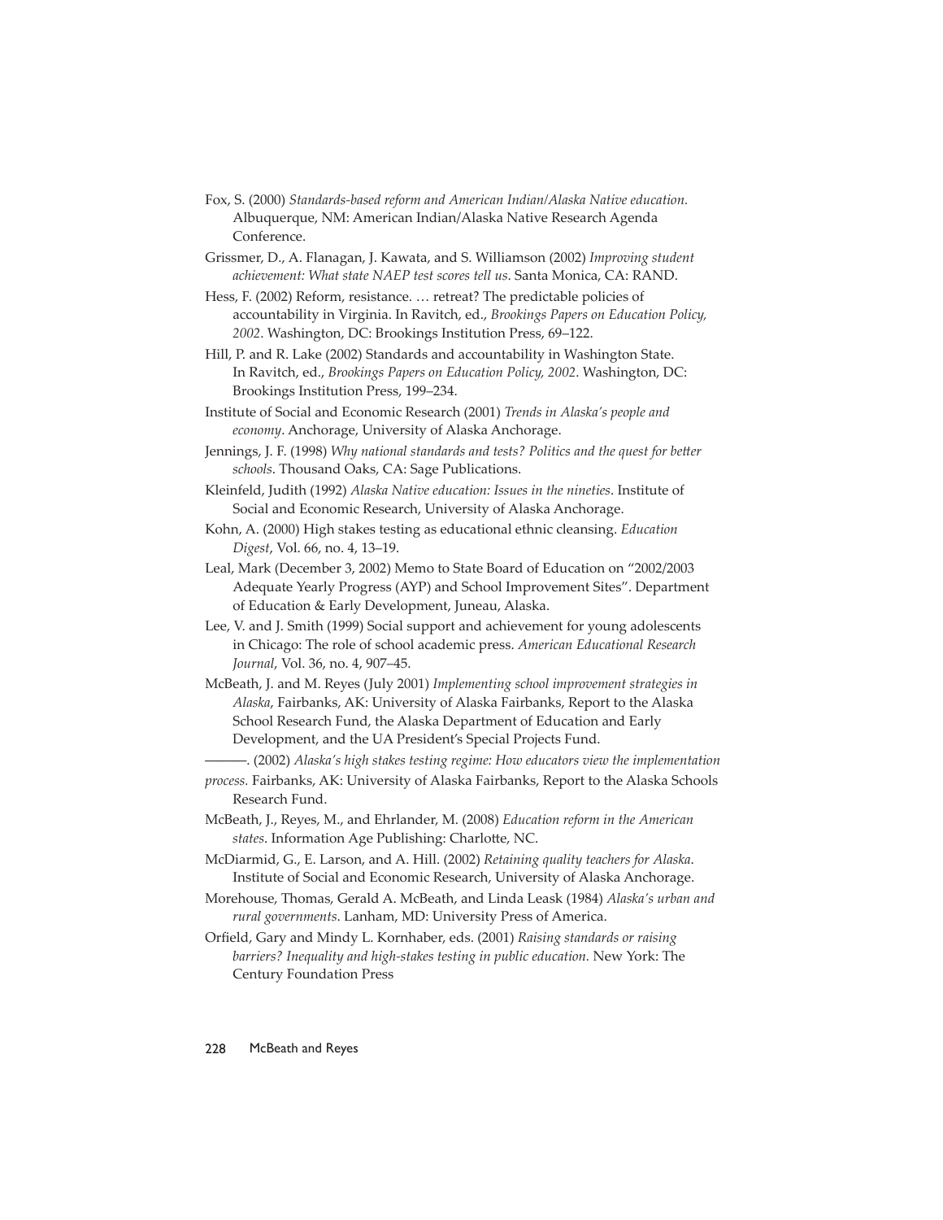Fox, S. (2000) *Standards-based reform and American Indian/Alaska Native education.* Albuquerque, NM: American Indian/Alaska Native Research Agenda Conference.

Grissmer, D., A. Flanagan, J. Kawata, and S. Williamson (2002) *Improving student achievement: What state NAEP test scores tell us*. Santa Monica, CA: RAND.

Hess, F. (2002) Reform, resistance. … retreat? The predictable policies of accountability in Virginia. In Ravitch, ed., *Brookings Papers on Education Policy, 2002*. Washington, DC: Brookings Institution Press, 69–122.

Hill, P. and R. Lake (2002) Standards and accountability in Washington State. In Ravitch, ed., *Brookings Papers on Education Policy, 2002*. Washington, DC: Brookings Institution Press, 199–234.

Institute of Social and Economic Research (2001) *Trends in Alaska's people and economy*. Anchorage, University of Alaska Anchorage.

Jennings, J. F. (1998) *Why national standards and tests? Politics and the quest for better schools*. Thousand Oaks, CA: Sage Publications.

Kleinfeld, Judith (1992) *Alaska Native education: Issues in the nineties*. Institute of Social and Economic Research, University of Alaska Anchorage.

Kohn, A. (2000) High stakes testing as educational ethnic cleansing. *Education Digest*, Vol. 66, no. 4, 13–19.

Leal, Mark (December 3, 2002) Memo to State Board of Education on "2002/2003 Adequate Yearly Progress (AYP) and School Improvement Sites". Department of Education & Early Development, Juneau, Alaska.

Lee, V. and J. Smith (1999) Social support and achievement for young adolescents in Chicago: The role of school academic press. *American Educational Research Journal*, Vol. 36, no. 4, 907–45.

McBeath, J. and M. Reyes (July 2001) *Implementing school improvement strategies in Alaska*, Fairbanks, AK: University of Alaska Fairbanks, Report to the Alaska School Research Fund, the Alaska Department of Education and Early Development, and the UA President's Special Projects Fund.

———. (2002) *Alaska's high stakes testing regime: How educators view the implementation process.* Fairbanks, AK: University of Alaska Fairbanks, Report to the Alaska Schools Research Fund.

McBeath, J., Reyes, M., and Ehrlander, M. (2008) *Education reform in the American states*. Information Age Publishing: Charlotte, NC.

McDiarmid, G., E. Larson, and A. Hill. (2002) *Retaining quality teachers for Alaska*. Institute of Social and Economic Research, University of Alaska Anchorage.

Morehouse, Thomas, Gerald A. McBeath, and Linda Leask (1984) *Alaska's urban and rural governments*. Lanham, MD: University Press of America.

Orfield, Gary and Mindy L. Kornhaber, eds. (2001) *Raising standards or raising barriers? Inequality and high-stakes testing in public education.* New York: The Century Foundation Press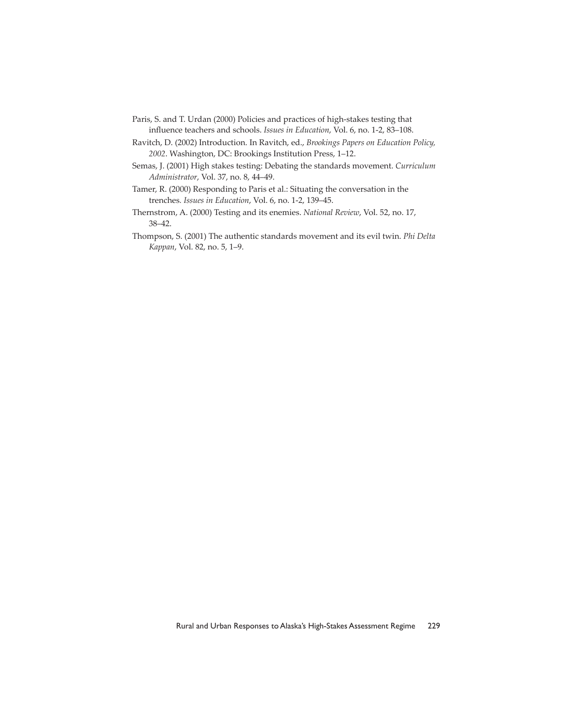Paris, S. and T. Urdan (2000) Policies and practices of high-stakes testing that influence teachers and schools. *Issues in Education*, Vol. 6, no. 1-2, 83–108.

Ravitch, D. (2002) Introduction. In Ravitch, ed., *Brookings Papers on Education Policy, 2002*. Washington, DC: Brookings Institution Press, 1–12.

Semas, J. (2001) High stakes testing: Debating the standards movement. *Curriculum Administrator*, Vol. 37, no. 8, 44–49.

Tamer, R. (2000) Responding to Paris et al.: Situating the conversation in the trenches. *Issues in Education*, Vol. 6, no. 1-2, 139–45.

Thernstrom, A. (2000) Testing and its enemies. *National Review*, Vol. 52, no. 17, 38–42.

Thompson, S. (2001) The authentic standards movement and its evil twin. *Phi Delta Kappan*, Vol. 82, no. 5, 1–9.